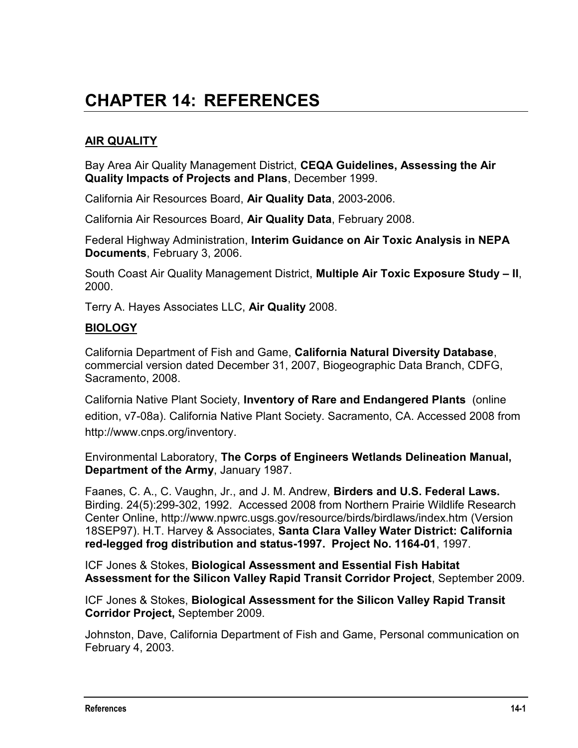# CHAPTER 14: REFERENCES

## AIR QUALITY

Bay Area Air Quality Management District, **CEQA Guidelines, Assessing the Air Quality Impacts of Projects and Plans**, December 1999.

California Air Resources Board, **Air Quality Data**, 2003-2006.

California Air Resources Board, **Air Quality Data**, February 2008.

Federal Highway Administration, **Interim Guidance on Air Toxic Analysis in NEPA Documents**, February 3, 2006.

South Coast Air Quality Management District, **Multiple Air Toxic Exposure Study – II**, 2000.

Terry A. Hayes Associates LLC, **Air Quality** 2008.

## BIOLOGY

California Department of Fish and Game, **California Natural Diversity Database**, commercial version dated December 31, 2007, Biogeographic Data Branch, CDFG, Sacramento, 2008.

California Native Plant Society, **Inventory of Rare and Endangered Plants** (online edition, v7-08a). California Native Plant Society. Sacramento, CA. Accessed 2008 from http://www.cnps.org/inventory.

Environmental Laboratory, **The Corps of Engineers Wetlands Delineation Manual, Department of the Army**, January 1987.

Faanes, C. A., C. Vaughn, Jr., and J. M. Andrew, **Birders and U.S. Federal Laws.** Birding. 24(5):299-302, 1992. Accessed 2008 from Northern Prairie Wildlife Research Center Online, http://www.npwrc.usgs.gov/resource/birds/birdlaws/index.htm (Version 18SEP97). H.T. Harvey & Associates, **Santa Clara Valley Water District: California red-legged frog distribution and status-1997. Project No. 1164-01**, 1997.

ICF Jones & Stokes, **Biological Assessment and Essential Fish Habitat Assessment for the Silicon Valley Rapid Transit Corridor Project**, September 2009.

ICF Jones & Stokes, **Biological Assessment for the Silicon Valley Rapid Transit Corridor Project,** September 2009.

Johnston, Dave, California Department of Fish and Game, Personal communication on February 4, 2003.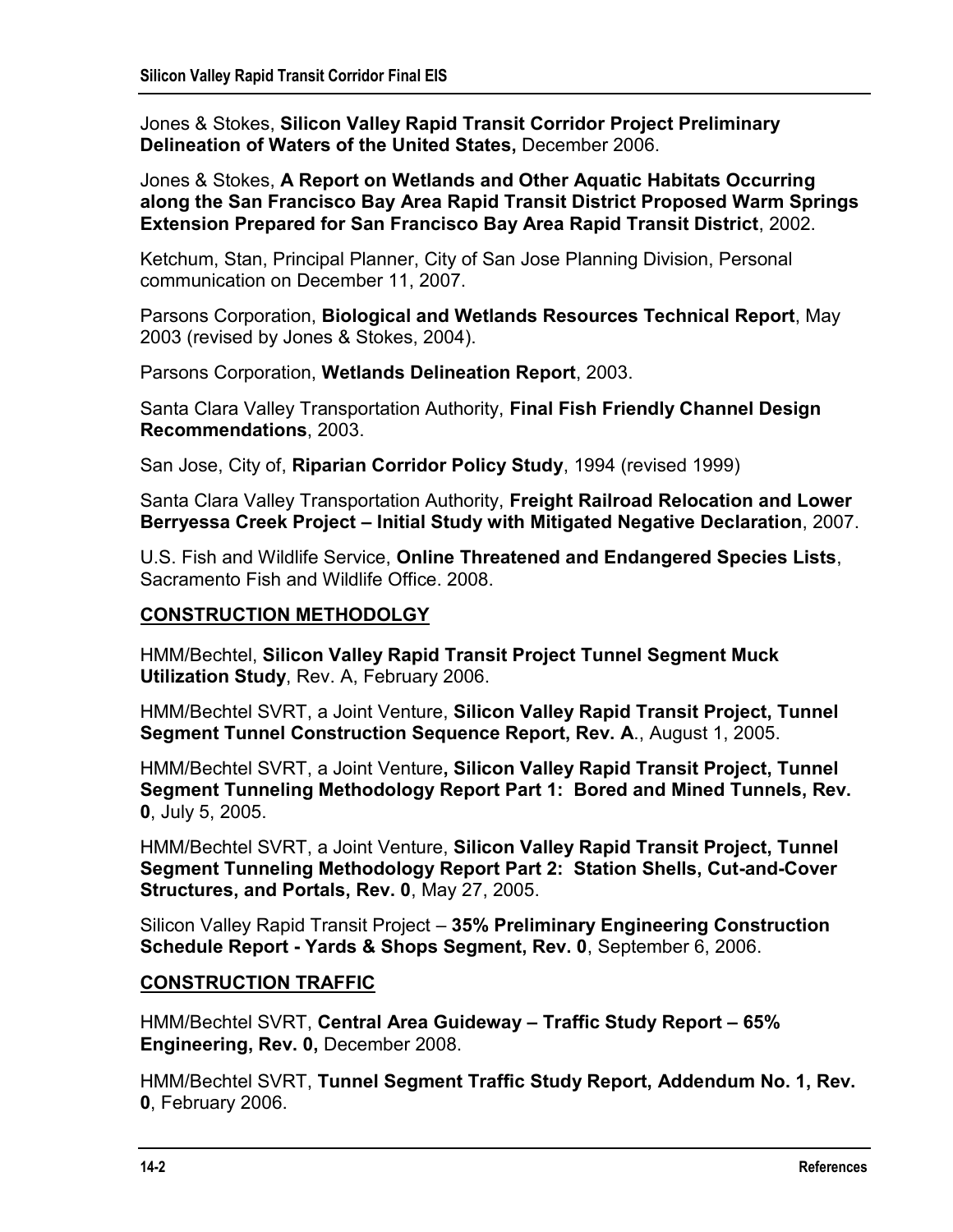Jones & Stokes, **Silicon Valley Rapid Transit Corridor Project Preliminary Delineation of Waters of the United States,** December 2006.

Jones & Stokes, **A Report on Wetlands and Other Aquatic Habitats Occurring along the San Francisco Bay Area Rapid Transit District Proposed Warm Springs Extension Prepared for San Francisco Bay Area Rapid Transit District**, 2002.

Ketchum, Stan, Principal Planner, City of San Jose Planning Division, Personal communication on December 11, 2007.

Parsons Corporation, **Biological and Wetlands Resources Technical Report**, May 2003 (revised by Jones & Stokes, 2004).

Parsons Corporation, **Wetlands Delineation Report**, 2003.

Santa Clara Valley Transportation Authority, **Final Fish Friendly Channel Design Recommendations**, 2003.

San Jose, City of, **Riparian Corridor Policy Study**, 1994 (revised 1999)

Santa Clara Valley Transportation Authority, **Freight Railroad Relocation and Lower Berryessa Creek Project – Initial Study with Mitigated Negative Declaration**, 2007.

U.S. Fish and Wildlife Service, **Online Threatened and Endangered Species Lists**, Sacramento Fish and Wildlife Office. 2008.

## CONSTRUCTION METHODOLGY

HMM/Bechtel, **Silicon Valley Rapid Transit Project Tunnel Segment Muck Utilization Study**, Rev. A, February 2006.

HMM/Bechtel SVRT, a Joint Venture, **Silicon Valley Rapid Transit Project, Tunnel Segment Tunnel Construction Sequence Report, Rev. A**., August 1, 2005.

HMM/Bechtel SVRT, a Joint Venture**, Silicon Valley Rapid Transit Project, Tunnel Segment Tunneling Methodology Report Part 1: Bored and Mined Tunnels, Rev. 0**, July 5, 2005.

HMM/Bechtel SVRT, a Joint Venture, **Silicon Valley Rapid Transit Project, Tunnel Segment Tunneling Methodology Report Part 2: Station Shells, Cut-and-Cover Structures, and Portals, Rev. 0**, May 27, 2005.

Silicon Valley Rapid Transit Project – **35% Preliminary Engineering Construction Schedule Report - Yards & Shops Segment, Rev. 0**, September 6, 2006.

## CONSTRUCTION TRAFFIC

HMM/Bechtel SVRT, **Central Area Guideway – Traffic Study Report – 65% Engineering, Rev. 0,** December 2008.

HMM/Bechtel SVRT, **Tunnel Segment Traffic Study Report, Addendum No. 1, Rev. 0**, February 2006.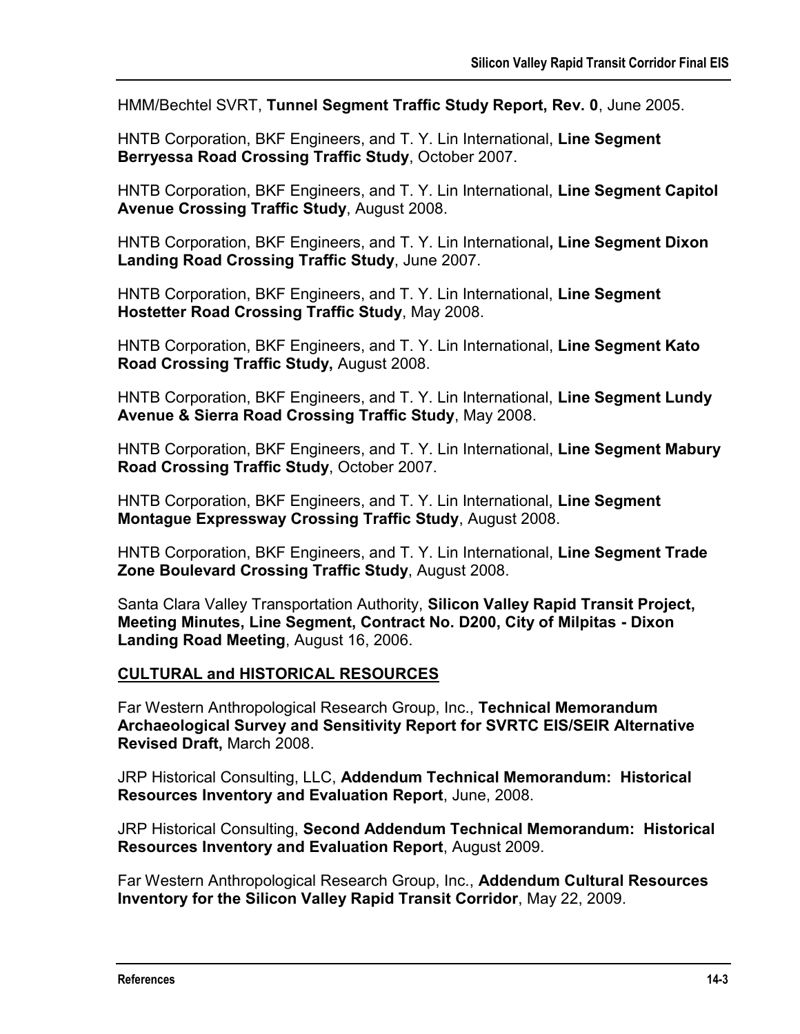HMM/Bechtel SVRT, **Tunnel Segment Traffic Study Report, Rev. 0**, June 2005.

HNTB Corporation, BKF Engineers, and T. Y. Lin International, **Line Segment Berryessa Road Crossing Traffic Study**, October 2007.

HNTB Corporation, BKF Engineers, and T. Y. Lin International, **Line Segment Capitol Avenue Crossing Traffic Study**, August 2008.

HNTB Corporation, BKF Engineers, and T. Y. Lin International**, Line Segment Dixon Landing Road Crossing Traffic Study**, June 2007.

HNTB Corporation, BKF Engineers, and T. Y. Lin International, **Line Segment Hostetter Road Crossing Traffic Study**, May 2008.

HNTB Corporation, BKF Engineers, and T. Y. Lin International, **Line Segment Kato Road Crossing Traffic Study,** August 2008.

HNTB Corporation, BKF Engineers, and T. Y. Lin International, **Line Segment Lundy Avenue & Sierra Road Crossing Traffic Study**, May 2008.

HNTB Corporation, BKF Engineers, and T. Y. Lin International, **Line Segment Mabury Road Crossing Traffic Study**, October 2007.

HNTB Corporation, BKF Engineers, and T. Y. Lin International, **Line Segment Montague Expressway Crossing Traffic Study**, August 2008.

HNTB Corporation, BKF Engineers, and T. Y. Lin International, **Line Segment Trade Zone Boulevard Crossing Traffic Study**, August 2008.

Santa Clara Valley Transportation Authority, **Silicon Valley Rapid Transit Project, Meeting Minutes, Line Segment, Contract No. D200, City of Milpitas - Dixon Landing Road Meeting**, August 16, 2006.

**CULTURAL and HISTORICAL RESOURCES**

Far Western Anthropological Research Group, Inc., **Technical Memorandum Archaeological Survey and Sensitivity Report for SVRTC EIS/SEIR Alternative Revised Draft,** March 2008.

JRP Historical Consulting, LLC, **Addendum Technical Memorandum: Historical Resources Inventory and Evaluation Report**, June, 2008.

JRP Historical Consulting, **Second Addendum Technical Memorandum: Historical Resources Inventory and Evaluation Report**, August 2009.

Far Western Anthropological Research Group, Inc., **Addendum Cultural Resources Inventory for the Silicon Valley Rapid Transit Corridor**, May 22, 2009.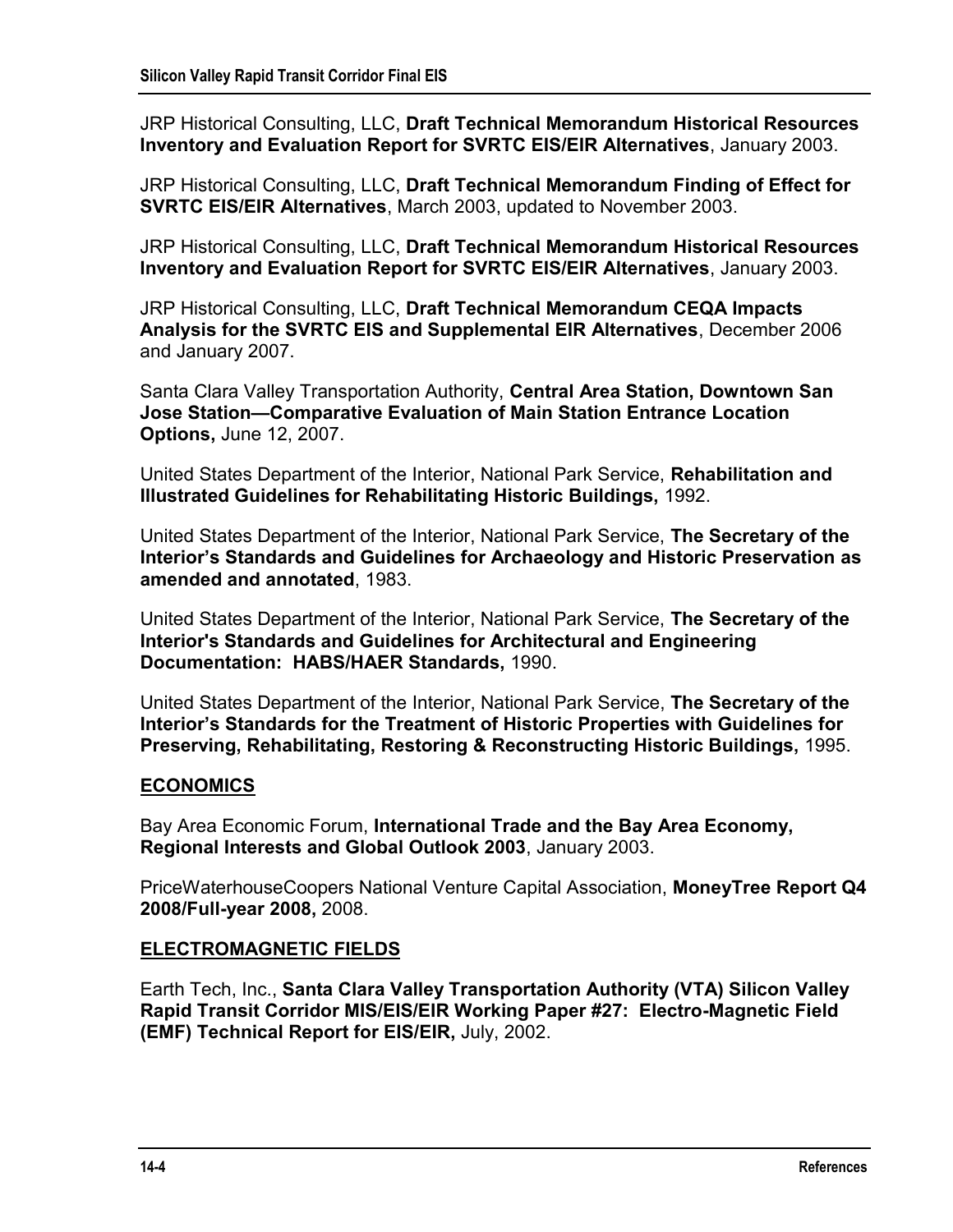JRP Historical Consulting, LLC, **Draft Technical Memorandum Historical Resources Inventory and Evaluation Report for SVRTC EIS/EIR Alternatives**, January 2003.

JRP Historical Consulting, LLC, **Draft Technical Memorandum Finding of Effect for SVRTC EIS/EIR Alternatives**, March 2003, updated to November 2003.

JRP Historical Consulting, LLC, **Draft Technical Memorandum Historical Resources Inventory and Evaluation Report for SVRTC EIS/EIR Alternatives**, January 2003.

JRP Historical Consulting, LLC, **Draft Technical Memorandum CEQA Impacts Analysis for the SVRTC EIS and Supplemental EIR Alternatives**, December 2006 and January 2007.

Santa Clara Valley Transportation Authority, **Central Area Station, Downtown San Jose Station—Comparative Evaluation of Main Station Entrance Location Options,** June 12, 2007.

United States Department of the Interior, National Park Service, **Rehabilitation and Illustrated Guidelines for Rehabilitating Historic Buildings,** 1992.

United States Department of the Interior, National Park Service, **The Secretary of the Interior's Standards and Guidelines for Archaeology and Historic Preservation as amended and annotated**, 1983.

United States Department of the Interior, National Park Service, **The Secretary of the Interior's Standards and Guidelines for Architectural and Engineering Documentation: HABS/HAER Standards,** 1990.

United States Department of the Interior, National Park Service, **The Secretary of the Interior's Standards for the Treatment of Historic Properties with Guidelines for Preserving, Rehabilitating, Restoring & Reconstructing Historic Buildings,** 1995.

## ECONOMICS

Bay Area Economic Forum, **International Trade and the Bay Area Economy, Regional Interests and Global Outlook 2003**, January 2003.

PriceWaterhouseCoopers National Venture Capital Association, **MoneyTree Report Q4 2008/Full-year 2008,** 2008.

## ELECTROMAGNETIC FIELDS

Earth Tech, Inc., **Santa Clara Valley Transportation Authority (VTA) Silicon Valley Rapid Transit Corridor MIS/EIS/EIR Working Paper #27: Electro-Magnetic Field (EMF) Technical Report for EIS/EIR,** July, 2002.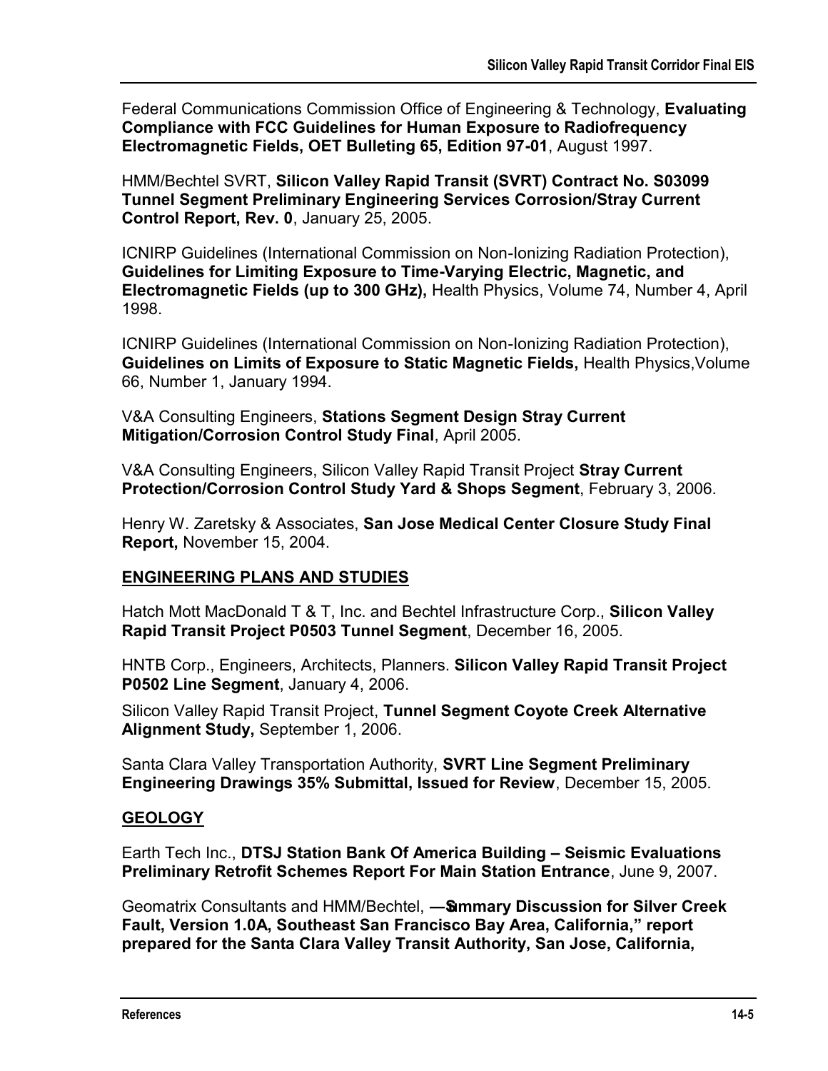Federal Communications Commission Office of Engineering & Technology, **Evaluating Compliance with FCC Guidelines for Human Exposure to Radiofrequency Electromagnetic Fields, OET Bulleting 65, Edition 97-01**, August 1997.

HMM/Bechtel SVRT, **Silicon Valley Rapid Transit (SVRT) Contract No. S03099 Tunnel Segment Preliminary Engineering Services Corrosion/Stray Current Control Report, Rev. 0**, January 25, 2005.

ICNIRP Guidelines (International Commission on Non-Ionizing Radiation Protection), **Guidelines for Limiting Exposure to Time-Varying Electric, Magnetic, and Electromagnetic Fields (up to 300 GHz),** Health Physics, Volume 74, Number 4, April 1998.

ICNIRP Guidelines (International Commission on Non-Ionizing Radiation Protection), **Guidelines on Limits of Exposure to Static Magnetic Fields,** Health Physics,Volume 66, Number 1, January 1994.

V&A Consulting Engineers, **Stations Segment Design Stray Current Mitigation/Corrosion Control Study Final**, April 2005.

V&A Consulting Engineers, Silicon Valley Rapid Transit Project **Stray Current Protection/Corrosion Control Study Yard & Shops Segment**, February 3, 2006.

Henry W. Zaretsky & Associates, **San Jose Medical Center Closure Study Final Report,** November 15, 2004.

## ENGINEERING PLANS AND STUDIES

Hatch Mott MacDonald T & T, Inc. and Bechtel Infrastructure Corp., **Silicon Valley Rapid Transit Project P0503 Tunnel Segment**, December 16, 2005.

HNTB Corp., Engineers, Architects, Planners. **Silicon Valley Rapid Transit Project P0502 Line Segment**, January 4, 2006.

Silicon Valley Rapid Transit Project, **Tunnel Segment Coyote Creek Alternative Alignment Study,** September 1, 2006.

Santa Clara Valley Transportation Authority, **SVRT Line Segment Preliminary Engineering Drawings 35% Submittal, Issued for Review**, December 15, 2005.

## GEOLOGY

Earth Tech Inc., **DTSJ Station Bank Of America Building – Seismic Evaluations Preliminary Retrofit Schemes Report For Main Station Entrance**, June 9, 2007.

Geomatrix Consultants and HMM/Bechtel, **—Summary Discussion for Silver Creek Fault, Version 1.0A, Southeast San Francisco Bay Area, California," report prepared for the Santa Clara Valley Transit Authority, San Jose, California,**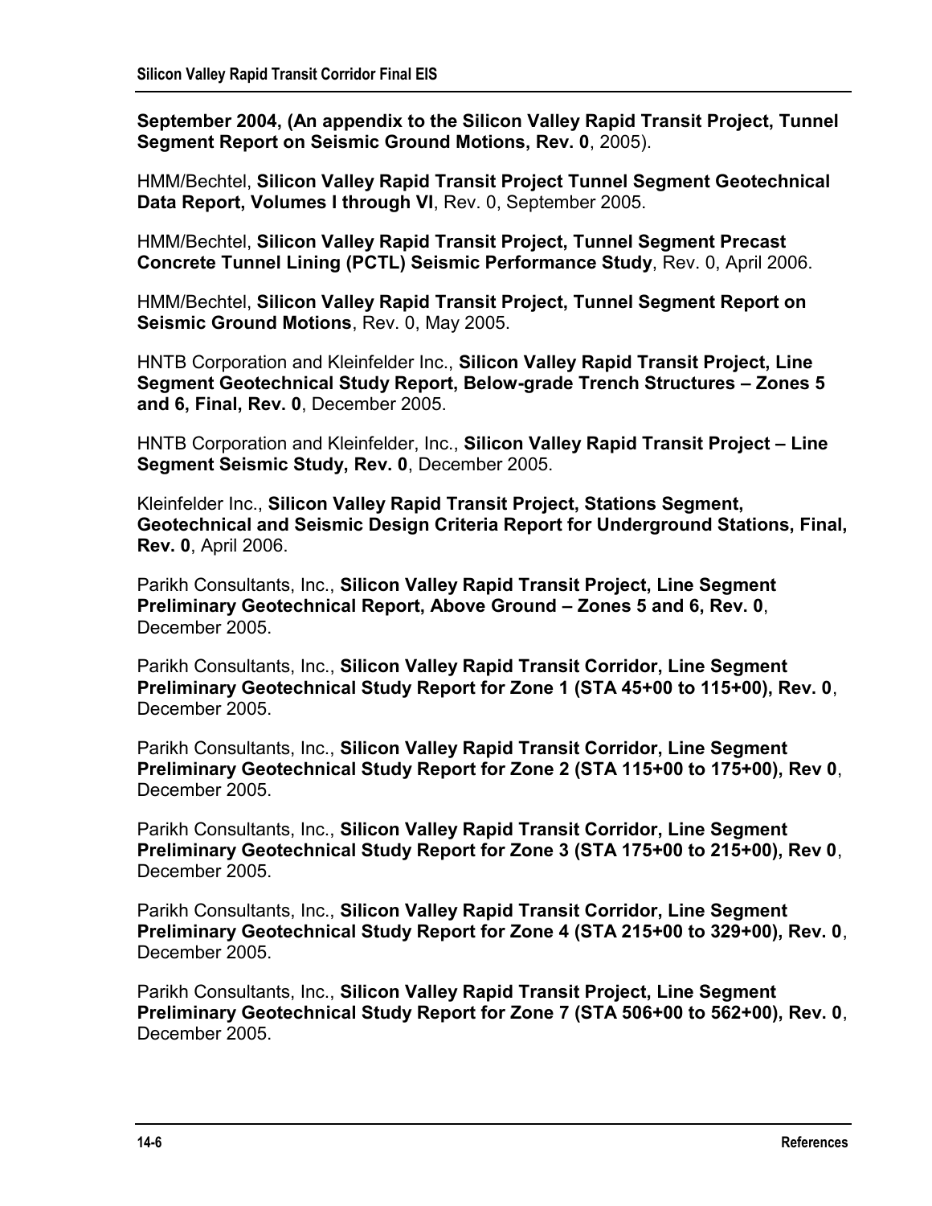**September 2004, (An appendix to the Silicon Valley Rapid Transit Project, Tunnel Segment Report on Seismic Ground Motions, Rev. 0**, 2005).

HMM/Bechtel, **Silicon Valley Rapid Transit Project Tunnel Segment Geotechnical Data Report, Volumes I through VI**, Rev. 0, September 2005.

HMM/Bechtel, **Silicon Valley Rapid Transit Project, Tunnel Segment Precast Concrete Tunnel Lining (PCTL) Seismic Performance Study**, Rev. 0, April 2006.

HMM/Bechtel, **Silicon Valley Rapid Transit Project, Tunnel Segment Report on Seismic Ground Motions**, Rev. 0, May 2005.

HNTB Corporation and Kleinfelder Inc., **Silicon Valley Rapid Transit Project, Line Segment Geotechnical Study Report, Below-grade Trench Structures – Zones 5 and 6, Final, Rev. 0**, December 2005.

HNTB Corporation and Kleinfelder, Inc., **Silicon Valley Rapid Transit Project – Line Segment Seismic Study, Rev. 0**, December 2005.

Kleinfelder Inc., **Silicon Valley Rapid Transit Project, Stations Segment, Geotechnical and Seismic Design Criteria Report for Underground Stations, Final, Rev. 0**, April 2006.

Parikh Consultants, Inc., **Silicon Valley Rapid Transit Project, Line Segment Preliminary Geotechnical Report, Above Ground – Zones 5 and 6, Rev. 0**, December 2005.

Parikh Consultants, Inc., **Silicon Valley Rapid Transit Corridor, Line Segment Preliminary Geotechnical Study Report for Zone 1 (STA 45+00 to 115+00), Rev. 0**, December 2005.

Parikh Consultants, Inc., **Silicon Valley Rapid Transit Corridor, Line Segment Preliminary Geotechnical Study Report for Zone 2 (STA 115+00 to 175+00), Rev 0**, December 2005.

Parikh Consultants, Inc., **Silicon Valley Rapid Transit Corridor, Line Segment Preliminary Geotechnical Study Report for Zone 3 (STA 175+00 to 215+00), Rev 0**, December 2005.

Parikh Consultants, Inc., **Silicon Valley Rapid Transit Corridor, Line Segment Preliminary Geotechnical Study Report for Zone 4 (STA 215+00 to 329+00), Rev. 0**, December 2005.

Parikh Consultants, Inc., **Silicon Valley Rapid Transit Project, Line Segment Preliminary Geotechnical Study Report for Zone 7 (STA 506+00 to 562+00), Rev. 0**, December 2005.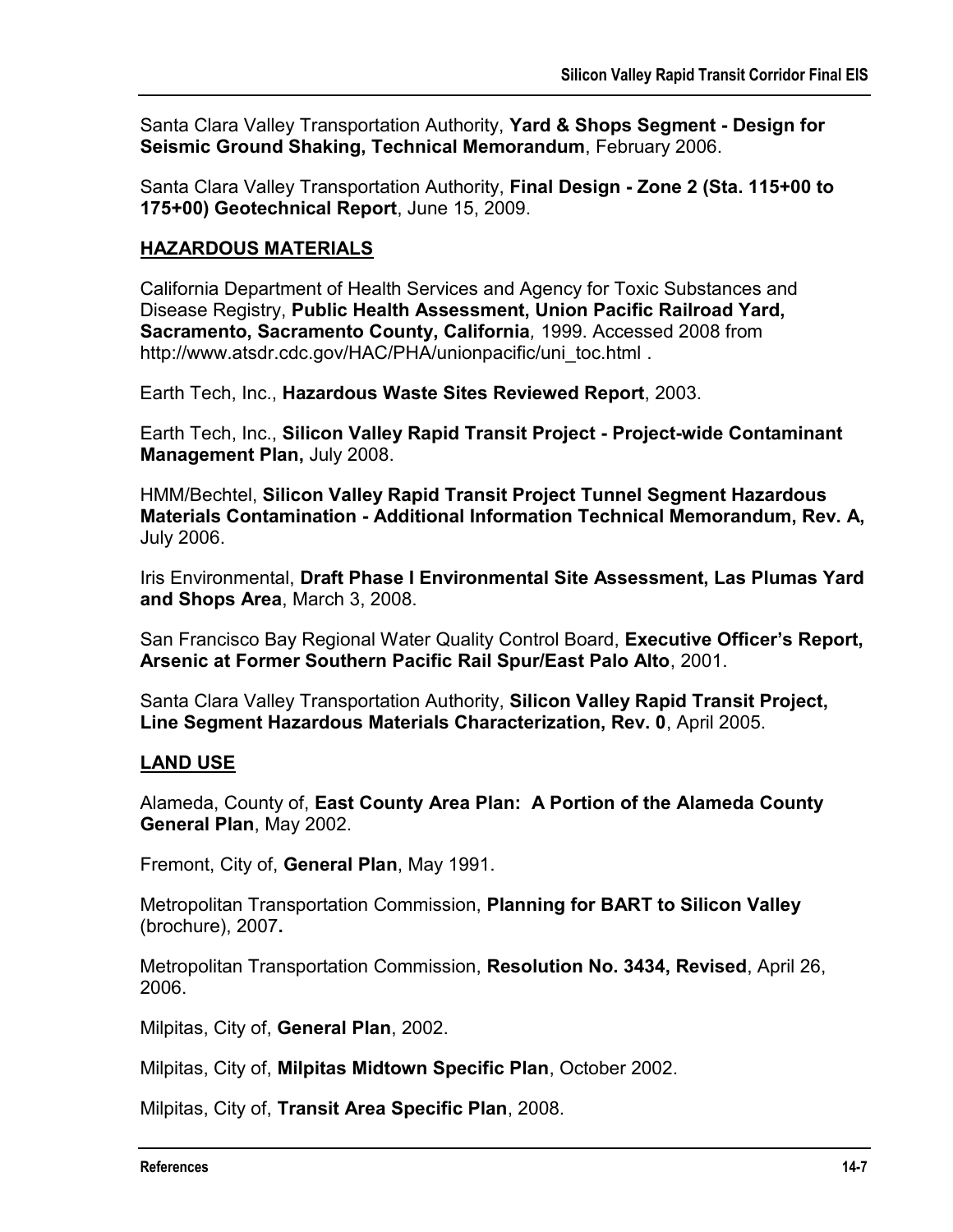Santa Clara Valley Transportation Authority, **Yard & Shops Segment - Design for Seismic Ground Shaking, Technical Memorandum**, February 2006.

Santa Clara Valley Transportation Authority, **Final Design - Zone 2 (Sta. 115+00 to 175+00) Geotechnical Report**, June 15, 2009.

## HAZARDOUS MATERIALS

California Department of Health Services and Agency for Toxic Substances and Disease Registry, **Public Health Assessment, Union Pacific Railroad Yard, Sacramento, Sacramento County, California***,* 1999. Accessed 2008 from http://www.atsdr.cdc.gov/HAC/PHA/unionpacific/uni_toc.html .

Earth Tech, Inc., **Hazardous Waste Sites Reviewed Report**, 2003.

Earth Tech, Inc., **Silicon Valley Rapid Transit Project - Project-wide Contaminant Management Plan,** July 2008.

HMM/Bechtel, **Silicon Valley Rapid Transit Project Tunnel Segment Hazardous Materials Contamination - Additional Information Technical Memorandum, Rev. A,** July 2006.

Iris Environmental, **Draft Phase I Environmental Site Assessment, Las Plumas Yard and Shops Area**, March 3, 2008.

San Francisco Bay Regional Water Quality Control Board, **Executive Officer's Report, Arsenic at Former Southern Pacific Rail Spur/East Palo Alto**, 2001.

Santa Clara Valley Transportation Authority, **Silicon Valley Rapid Transit Project, Line Segment Hazardous Materials Characterization, Rev. 0**, April 2005.

## LAND USE

Alameda, County of, **East County Area Plan: A Portion of the Alameda County General Plan**, May 2002.

Fremont, City of, **General Plan**, May 1991.

Metropolitan Transportation Commission, **Planning for BART to Silicon Valley** (brochure), 2007**.**

Metropolitan Transportation Commission, **Resolution No. 3434, Revised**, April 26, 2006.

Milpitas, City of, **General Plan**, 2002.

Milpitas, City of, **Milpitas Midtown Specific Plan**, October 2002.

Milpitas, City of, **Transit Area Specific Plan**, 2008.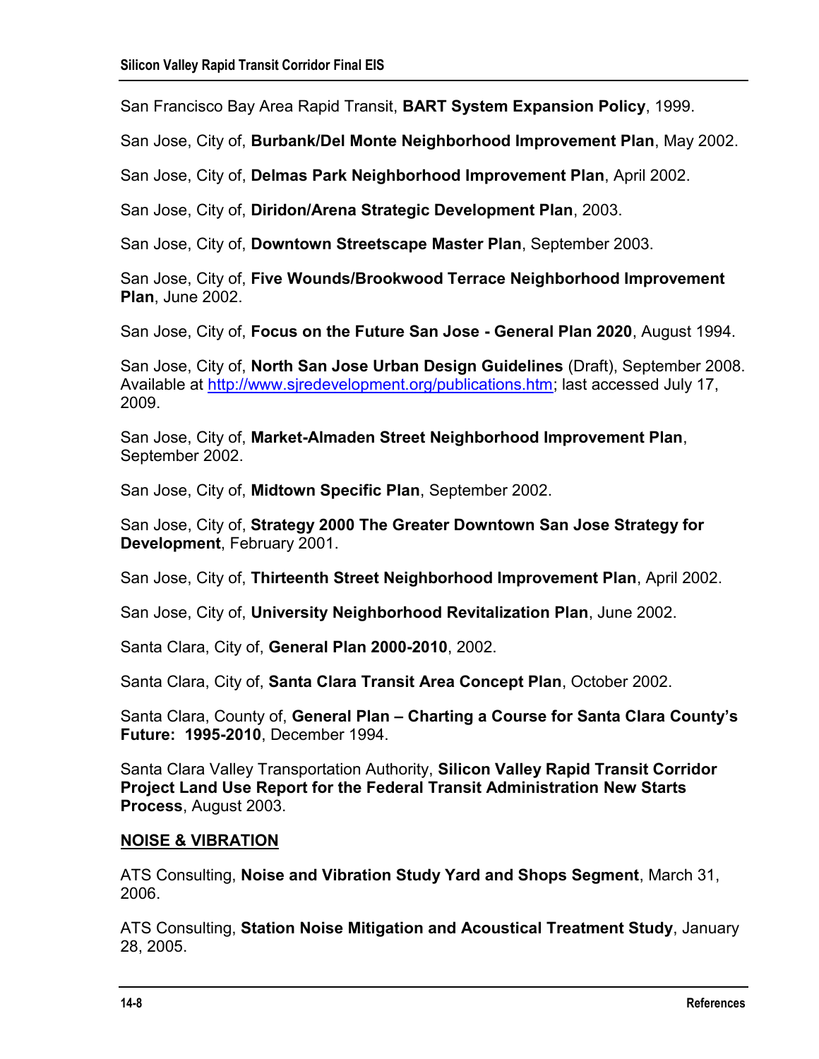San Francisco Bay Area Rapid Transit, **BART System Expansion Policy**, 1999.

San Jose, City of, **Burbank/Del Monte Neighborhood Improvement Plan**, May 2002.

San Jose, City of, **Delmas Park Neighborhood Improvement Plan**, April 2002.

San Jose, City of, **Diridon/Arena Strategic Development Plan**, 2003.

San Jose, City of, **Downtown Streetscape Master Plan**, September 2003.

San Jose, City of, **Five Wounds/Brookwood Terrace Neighborhood Improvement Plan**, June 2002.

San Jose, City of, **Focus on the Future San Jose - General Plan 2020**, August 1994.

San Jose, City of, **North San Jose Urban Design Guidelines** (Draft), September 2008. Available at http://www.sjredevelopment.org/publications.htm; last accessed July 17, 2009.

San Jose, City of, **Market-Almaden Street Neighborhood Improvement Plan**, September 2002.

San Jose, City of, **Midtown Specific Plan**, September 2002.

San Jose, City of, **Strategy 2000 The Greater Downtown San Jose Strategy for Development**, February 2001.

San Jose, City of, **Thirteenth Street Neighborhood Improvement Plan**, April 2002.

San Jose, City of, **University Neighborhood Revitalization Plan**, June 2002.

Santa Clara, City of, **General Plan 2000-2010**, 2002.

Santa Clara, City of, **Santa Clara Transit Area Concept Plan**, October 2002.

Santa Clara, County of, **General Plan – Charting a Course for Santa Clara County's Future: 1995-2010**, December 1994.

Santa Clara Valley Transportation Authority, **Silicon Valley Rapid Transit Corridor Project Land Use Report for the Federal Transit Administration New Starts Process**, August 2003.

**NOISE & VIBRATION**

ATS Consulting, **Noise and Vibration Study Yard and Shops Segment**, March 31, 2006.

ATS Consulting, **Station Noise Mitigation and Acoustical Treatment Study**, January 28, 2005.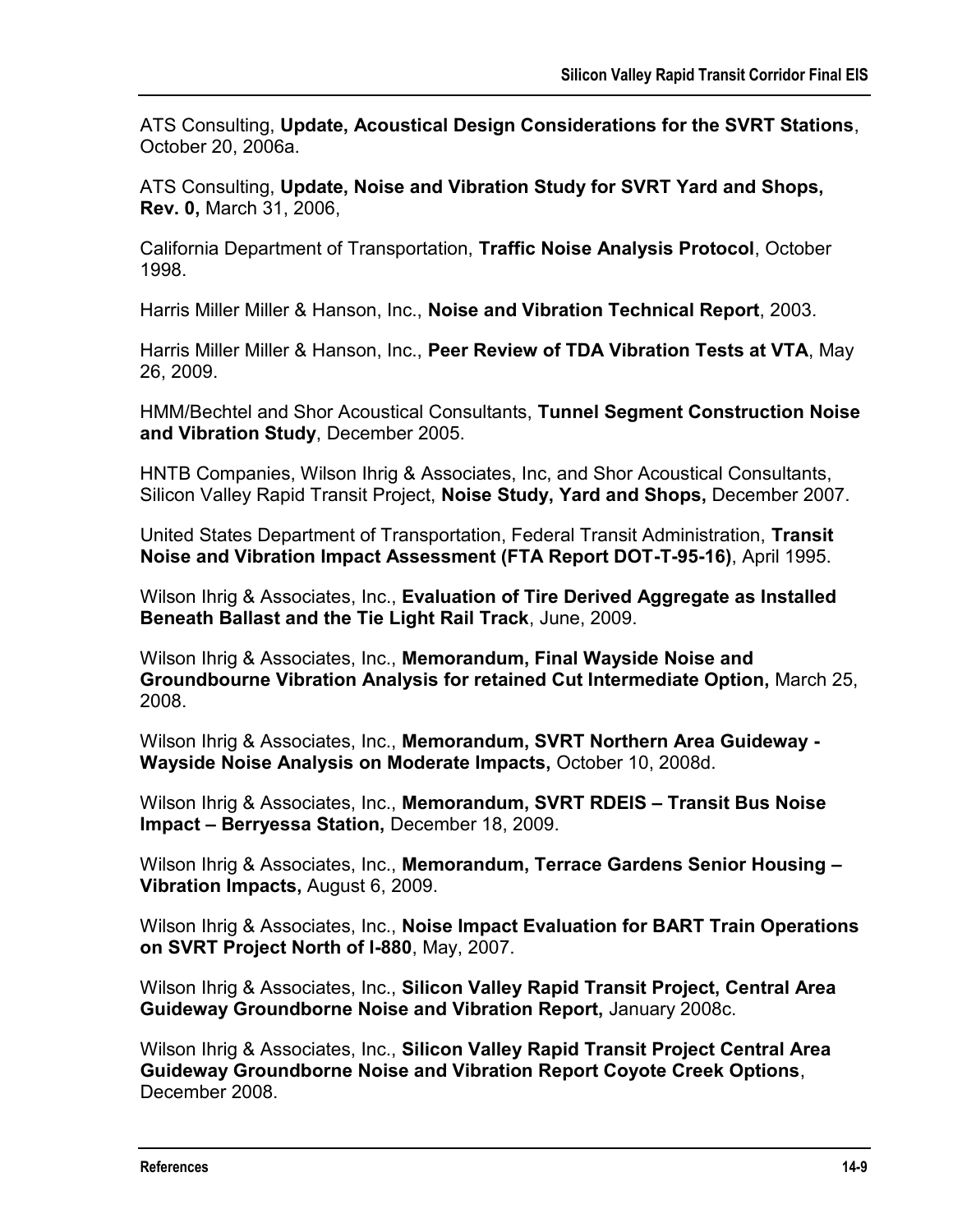ATS Consulting, **Update, Acoustical Design Considerations for the SVRT Stations**, October 20, 2006a.

ATS Consulting, **Update, Noise and Vibration Study for SVRT Yard and Shops, Rev. 0,** March 31, 2006,

California Department of Transportation, **Traffic Noise Analysis Protocol**, October 1998.

Harris Miller Miller & Hanson, Inc., **Noise and Vibration Technical Report**, 2003.

Harris Miller Miller & Hanson, Inc., **Peer Review of TDA Vibration Tests at VTA**, May 26, 2009.

HMM/Bechtel and Shor Acoustical Consultants, **Tunnel Segment Construction Noise and Vibration Study**, December 2005.

HNTB Companies, Wilson Ihrig & Associates, Inc, and Shor Acoustical Consultants, Silicon Valley Rapid Transit Project, **Noise Study, Yard and Shops,** December 2007.

United States Department of Transportation, Federal Transit Administration, **Transit Noise and Vibration Impact Assessment (FTA Report DOT-T-95-16)**, April 1995.

Wilson Ihrig & Associates, Inc., **Evaluation of Tire Derived Aggregate as Installed Beneath Ballast and the Tie Light Rail Track**, June, 2009.

Wilson Ihrig & Associates, Inc., **Memorandum, Final Wayside Noise and Groundbourne Vibration Analysis for retained Cut Intermediate Option,** March 25, 2008.

Wilson Ihrig & Associates, Inc., **Memorandum, SVRT Northern Area Guideway - Wayside Noise Analysis on Moderate Impacts,** October 10, 2008d.

Wilson Ihrig & Associates, Inc., **Memorandum, SVRT RDEIS – Transit Bus Noise Impact – Berryessa Station,** December 18, 2009.

Wilson Ihrig & Associates, Inc., **Memorandum, Terrace Gardens Senior Housing – Vibration Impacts,** August 6, 2009.

Wilson Ihrig & Associates, Inc., **Noise Impact Evaluation for BART Train Operations on SVRT Project North of I-880**, May, 2007.

Wilson Ihrig & Associates, Inc., **Silicon Valley Rapid Transit Project, Central Area Guideway Groundborne Noise and Vibration Report,** January 2008c.

Wilson Ihrig & Associates, Inc., **Silicon Valley Rapid Transit Project Central Area Guideway Groundborne Noise and Vibration Report Coyote Creek Options**, December 2008.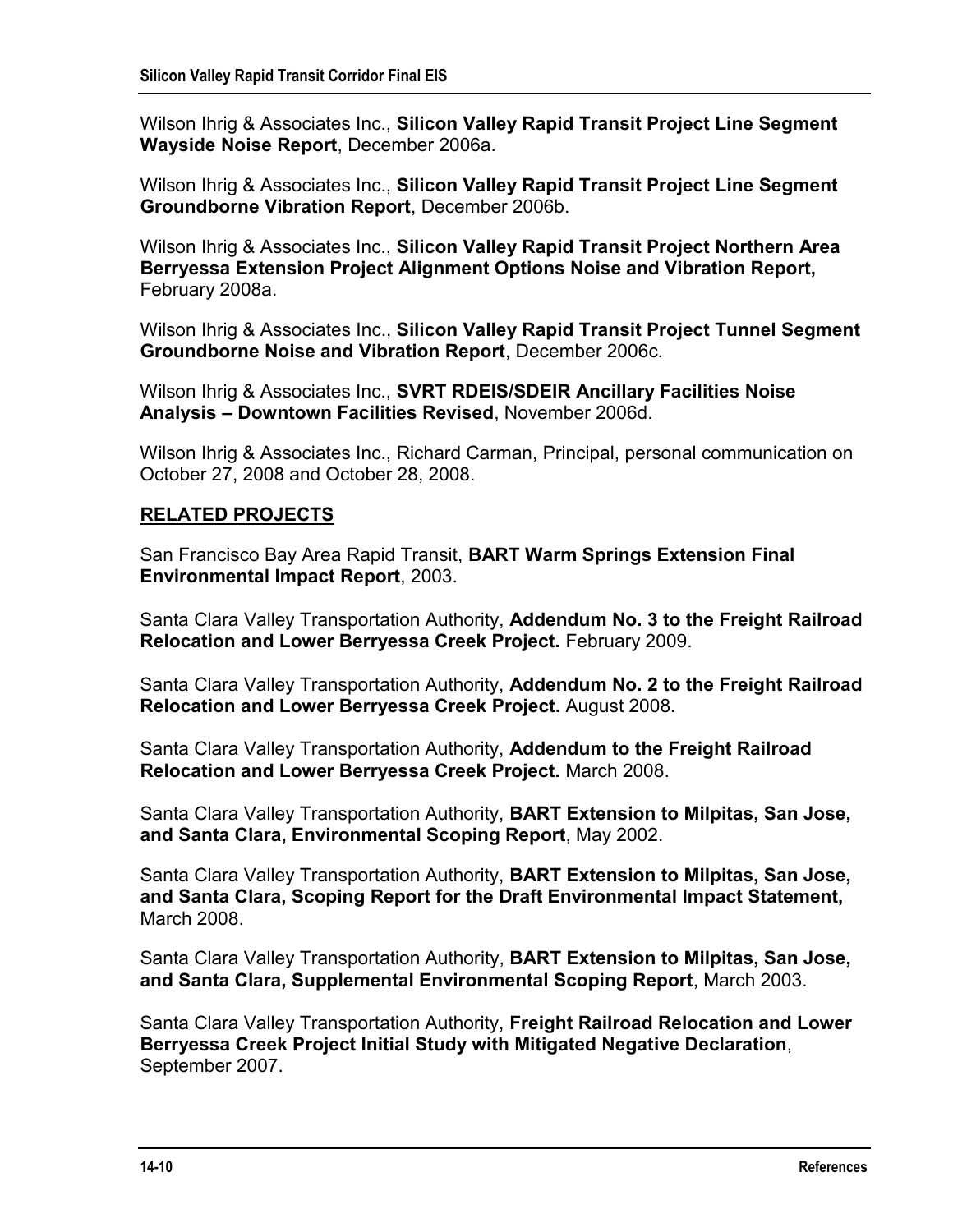Wilson Ihrig & Associates Inc., **Silicon Valley Rapid Transit Project Line Segment Wayside Noise Report**, December 2006a.

Wilson Ihrig & Associates Inc., **Silicon Valley Rapid Transit Project Line Segment Groundborne Vibration Report**, December 2006b.

Wilson Ihrig & Associates Inc., **Silicon Valley Rapid Transit Project Northern Area Berryessa Extension Project Alignment Options Noise and Vibration Report,** February 2008a.

Wilson Ihrig & Associates Inc., **Silicon Valley Rapid Transit Project Tunnel Segment Groundborne Noise and Vibration Report**, December 2006c.

Wilson Ihrig & Associates Inc., **SVRT RDEIS/SDEIR Ancillary Facilities Noise Analysis – Downtown Facilities Revised**, November 2006d.

Wilson Ihrig & Associates Inc., Richard Carman, Principal, personal communication on October 27, 2008 and October 28, 2008.

## RELATED PROJECTS

San Francisco Bay Area Rapid Transit, **BART Warm Springs Extension Final Environmental Impact Report**, 2003.

Santa Clara Valley Transportation Authority, **Addendum No. 3 to the Freight Railroad Relocation and Lower Berryessa Creek Project.** February 2009.

Santa Clara Valley Transportation Authority, **Addendum No. 2 to the Freight Railroad Relocation and Lower Berryessa Creek Project.** August 2008.

Santa Clara Valley Transportation Authority, **Addendum to the Freight Railroad Relocation and Lower Berryessa Creek Project.** March 2008.

Santa Clara Valley Transportation Authority, **BART Extension to Milpitas, San Jose, and Santa Clara, Environmental Scoping Report**, May 2002.

Santa Clara Valley Transportation Authority, **BART Extension to Milpitas, San Jose, and Santa Clara, Scoping Report for the Draft Environmental Impact Statement,** March 2008.

Santa Clara Valley Transportation Authority, **BART Extension to Milpitas, San Jose, and Santa Clara, Supplemental Environmental Scoping Report**, March 2003.

Santa Clara Valley Transportation Authority, **Freight Railroad Relocation and Lower Berryessa Creek Project Initial Study with Mitigated Negative Declaration**, September 2007.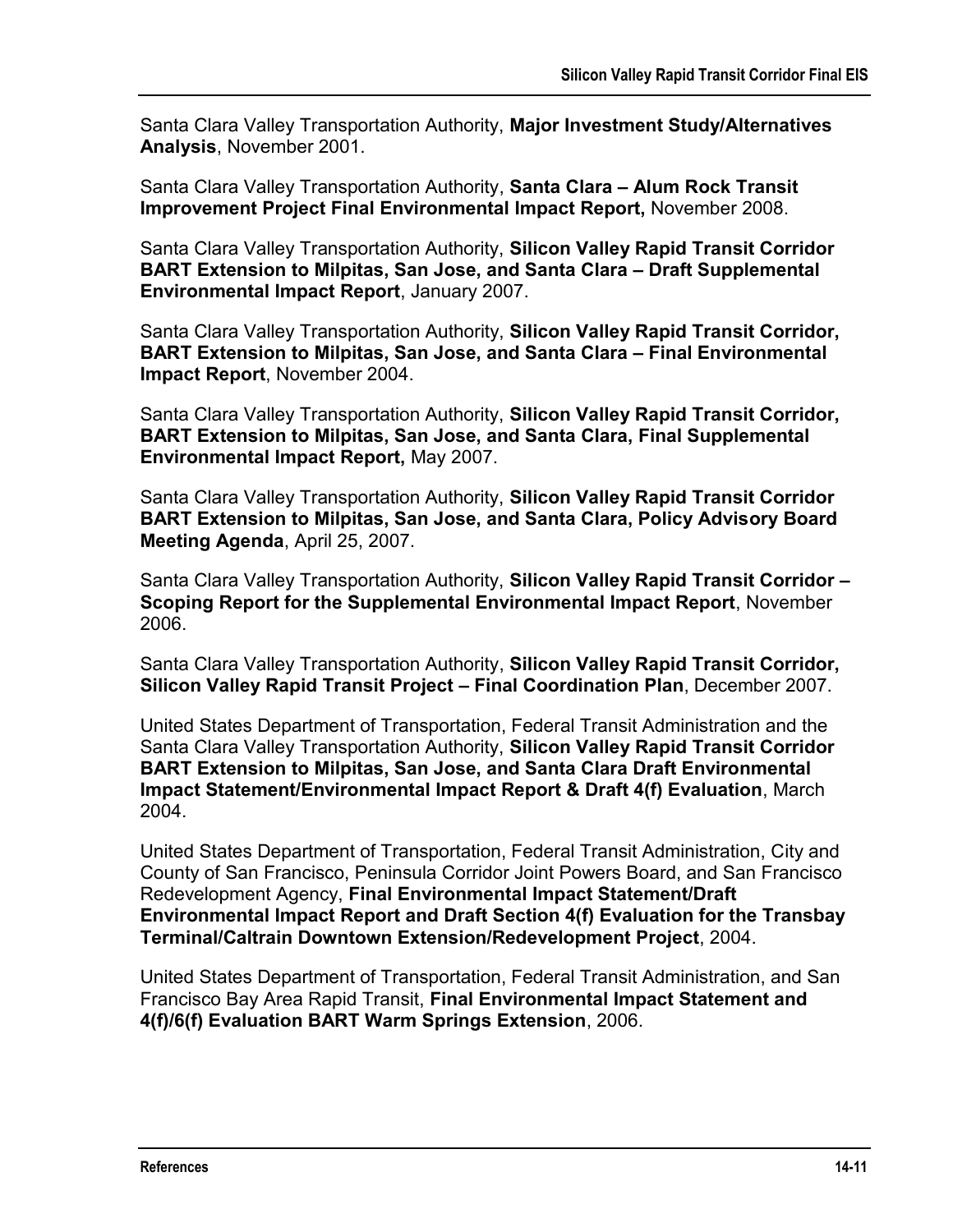Santa Clara Valley Transportation Authority, **Major Investment Study/Alternatives Analysis**, November 2001.

Santa Clara Valley Transportation Authority, **Santa Clara – Alum Rock Transit Improvement Project Final Environmental Impact Report,** November 2008.

Santa Clara Valley Transportation Authority, **Silicon Valley Rapid Transit Corridor BART Extension to Milpitas, San Jose, and Santa Clara – Draft Supplemental Environmental Impact Report**, January 2007.

Santa Clara Valley Transportation Authority, **Silicon Valley Rapid Transit Corridor, BART Extension to Milpitas, San Jose, and Santa Clara – Final Environmental Impact Report**, November 2004.

Santa Clara Valley Transportation Authority, **Silicon Valley Rapid Transit Corridor, BART Extension to Milpitas, San Jose, and Santa Clara, Final Supplemental Environmental Impact Report,** May 2007.

Santa Clara Valley Transportation Authority, **Silicon Valley Rapid Transit Corridor BART Extension to Milpitas, San Jose, and Santa Clara, Policy Advisory Board Meeting Agenda**, April 25, 2007.

Santa Clara Valley Transportation Authority, **Silicon Valley Rapid Transit Corridor – Scoping Report for the Supplemental Environmental Impact Report**, November 2006.

Santa Clara Valley Transportation Authority, **Silicon Valley Rapid Transit Corridor, Silicon Valley Rapid Transit Project – Final Coordination Plan**, December 2007.

United States Department of Transportation, Federal Transit Administration and the Santa Clara Valley Transportation Authority, **Silicon Valley Rapid Transit Corridor BART Extension to Milpitas, San Jose, and Santa Clara Draft Environmental Impact Statement/Environmental Impact Report & Draft 4(f) Evaluation**, March 2004.

United States Department of Transportation, Federal Transit Administration, City and County of San Francisco, Peninsula Corridor Joint Powers Board, and San Francisco Redevelopment Agency, **Final Environmental Impact Statement/Draft Environmental Impact Report and Draft Section 4(f) Evaluation for the Transbay Terminal/Caltrain Downtown Extension/Redevelopment Project**, 2004.

United States Department of Transportation, Federal Transit Administration, and San Francisco Bay Area Rapid Transit, **Final Environmental Impact Statement and 4(f)/6(f) Evaluation BART Warm Springs Extension**, 2006.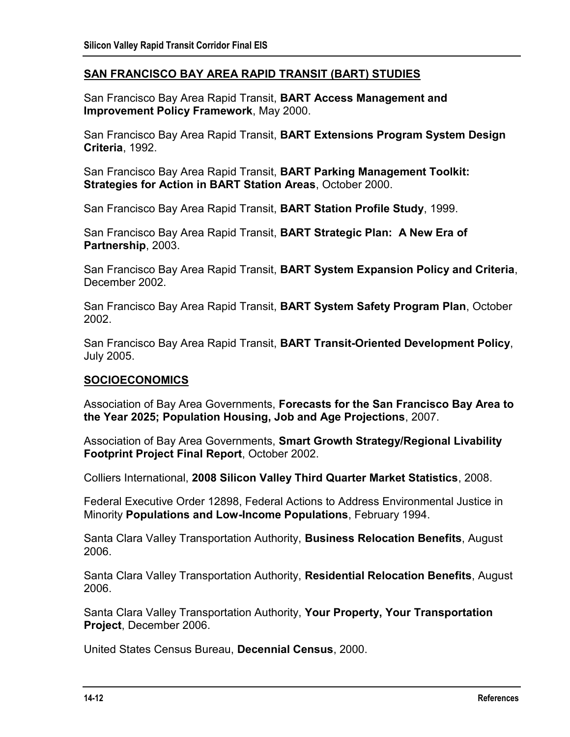## SAN FRANCISCO BAY AREA RAPID TRANSIT (BART) STUDIES

San Francisco Bay Area Rapid Transit, **BART Access Management and Improvement Policy Framework**, May 2000.

San Francisco Bay Area Rapid Transit, **BART Extensions Program System Design Criteria**, 1992.

San Francisco Bay Area Rapid Transit, **BART Parking Management Toolkit: Strategies for Action in BART Station Areas**, October 2000.

San Francisco Bay Area Rapid Transit, **BART Station Profile Study**, 1999.

San Francisco Bay Area Rapid Transit, **BART Strategic Plan: A New Era of Partnership**, 2003.

San Francisco Bay Area Rapid Transit, **BART System Expansion Policy and Criteria**, December 2002.

San Francisco Bay Area Rapid Transit, **BART System Safety Program Plan**, October 2002.

San Francisco Bay Area Rapid Transit, **BART Transit-Oriented Development Policy**, July 2005.

## SOCIOECONOMICS

Association of Bay Area Governments, **Forecasts for the San Francisco Bay Area to the Year 2025; Population Housing, Job and Age Projections**, 2007.

Association of Bay Area Governments, **Smart Growth Strategy/Regional Livability Footprint Project Final Report**, October 2002.

Colliers International, **2008 Silicon Valley Third Quarter Market Statistics**, 2008.

Federal Executive Order 12898, Federal Actions to Address Environmental Justice in Minority **Populations and Low-Income Populations**, February 1994.

Santa Clara Valley Transportation Authority, **Business Relocation Benefits**, August 2006.

Santa Clara Valley Transportation Authority, **Residential Relocation Benefits**, August 2006.

Santa Clara Valley Transportation Authority, **Your Property, Your Transportation Project**, December 2006.

United States Census Bureau, **Decennial Census**, 2000.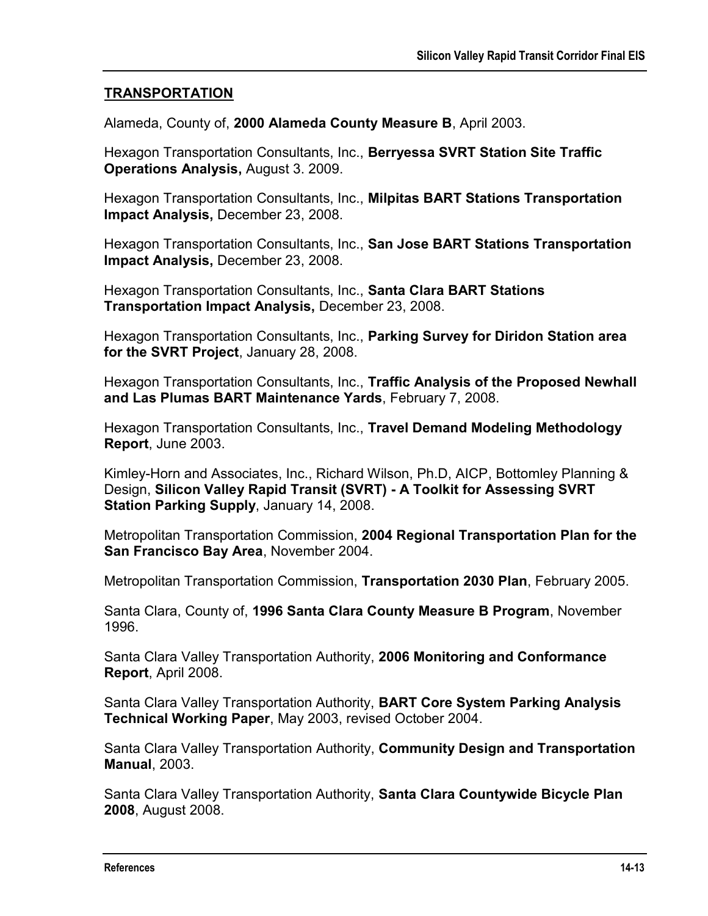## TRANSPORTATION

Alameda, County of, **2000 Alameda County Measure B**, April 2003.

Hexagon Transportation Consultants, Inc., **Berryessa SVRT Station Site Traffic Operations Analysis,** August 3. 2009.

Hexagon Transportation Consultants, Inc., **Milpitas BART Stations Transportation Impact Analysis,** December 23, 2008.

Hexagon Transportation Consultants, Inc., **San Jose BART Stations Transportation Impact Analysis,** December 23, 2008.

Hexagon Transportation Consultants, Inc., **Santa Clara BART Stations Transportation Impact Analysis,** December 23, 2008.

Hexagon Transportation Consultants, Inc., **Parking Survey for Diridon Station area for the SVRT Project**, January 28, 2008.

Hexagon Transportation Consultants, Inc., **Traffic Analysis of the Proposed Newhall and Las Plumas BART Maintenance Yards**, February 7, 2008.

Hexagon Transportation Consultants, Inc., **Travel Demand Modeling Methodology Report**, June 2003.

Kimley-Horn and Associates, Inc., Richard Wilson, Ph.D, AICP, Bottomley Planning & Design, **Silicon Valley Rapid Transit (SVRT) - A Toolkit for Assessing SVRT Station Parking Supply**, January 14, 2008.

Metropolitan Transportation Commission, **2004 Regional Transportation Plan for the San Francisco Bay Area**, November 2004.

Metropolitan Transportation Commission, **Transportation 2030 Plan**, February 2005.

Santa Clara, County of, **1996 Santa Clara County Measure B Program**, November 1996.

Santa Clara Valley Transportation Authority, **2006 Monitoring and Conformance Report**, April 2008.

Santa Clara Valley Transportation Authority, **BART Core System Parking Analysis Technical Working Paper**, May 2003, revised October 2004.

Santa Clara Valley Transportation Authority, **Community Design and Transportation Manual**, 2003.

Santa Clara Valley Transportation Authority, **Santa Clara Countywide Bicycle Plan 2008**, August 2008.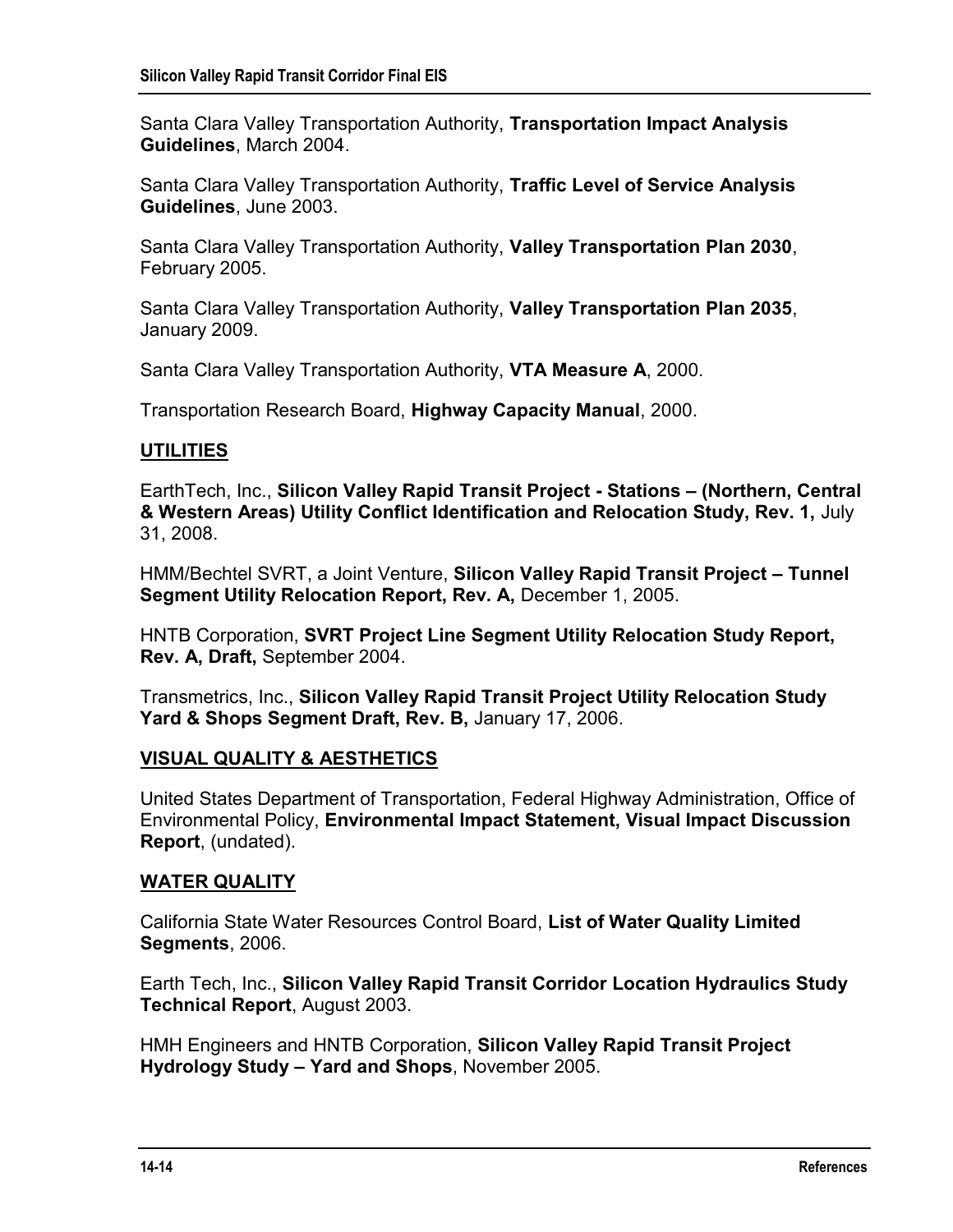Santa Clara Valley Transportation Authority, **Transportation Impact Analysis Guidelines**, March 2004.

Santa Clara Valley Transportation Authority, **Traffic Level of Service Analysis Guidelines**, June 2003.

Santa Clara Valley Transportation Authority, **Valley Transportation Plan 2030**, February 2005.

Santa Clara Valley Transportation Authority, **Valley Transportation Plan 2035**, January 2009.

Santa Clara Valley Transportation Authority, **VTA Measure A**, 2000.

Transportation Research Board, **Highway Capacity Manual**, 2000.

## UTILITIES

EarthTech, Inc., **Silicon Valley Rapid Transit Project - Stations – (Northern, Central & Western Areas) Utility Conflict Identification and Relocation Study, Rev. 1,** July 31, 2008.

HMM/Bechtel SVRT, a Joint Venture, **Silicon Valley Rapid Transit Project – Tunnel Segment Utility Relocation Report, Rev. A,** December 1, 2005.

HNTB Corporation, **SVRT Project Line Segment Utility Relocation Study Report, Rev. A, Draft,** September 2004.

Transmetrics, Inc., **Silicon Valley Rapid Transit Project Utility Relocation Study Yard & Shops Segment Draft, Rev. B,** January 17, 2006.

## VISUAL QUALITY & AESTHETICS

United States Department of Transportation, Federal Highway Administration, Office of Environmental Policy, **Environmental Impact Statement, Visual Impact Discussion Report**, (undated).

## WATER QUALITY

California State Water Resources Control Board, **List of Water Quality Limited Segments**, 2006.

Earth Tech, Inc., **Silicon Valley Rapid Transit Corridor Location Hydraulics Study Technical Report**, August 2003.

HMH Engineers and HNTB Corporation, **Silicon Valley Rapid Transit Project Hydrology Study – Yard and Shops**, November 2005.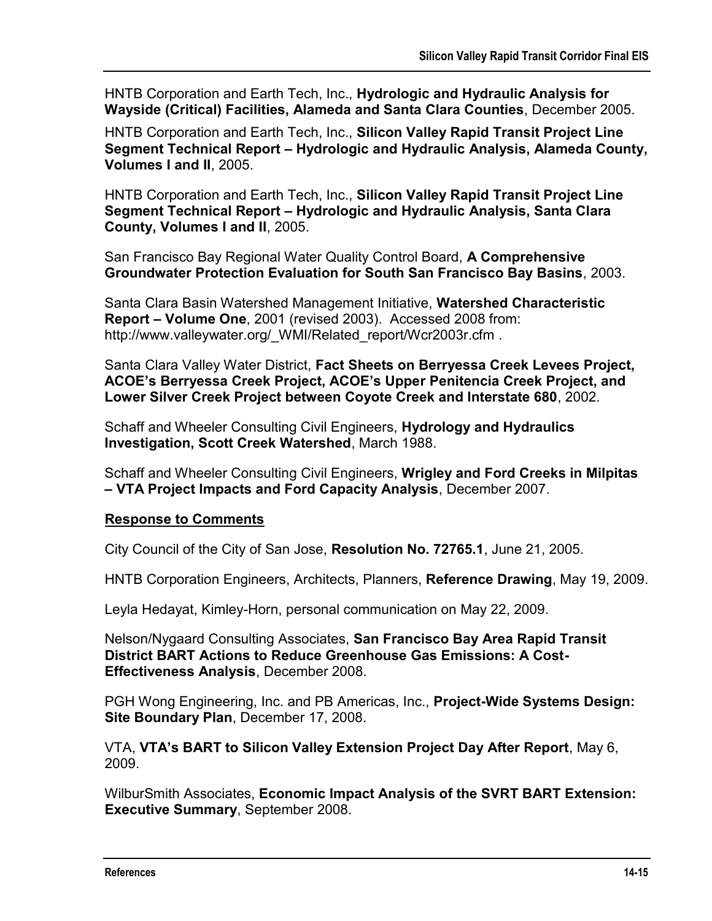HNTB Corporation and Earth Tech, Inc., **Hydrologic and Hydraulic Analysis for Wayside (Critical) Facilities, Alameda and Santa Clara Counties**, December 2005.

HNTB Corporation and Earth Tech, Inc., **Silicon Valley Rapid Transit Project Line Segment Technical Report – Hydrologic and Hydraulic Analysis, Alameda County, Volumes I and II**, 2005.

HNTB Corporation and Earth Tech, Inc., **Silicon Valley Rapid Transit Project Line Segment Technical Report – Hydrologic and Hydraulic Analysis, Santa Clara County, Volumes I and II**, 2005.

San Francisco Bay Regional Water Quality Control Board, **A Comprehensive Groundwater Protection Evaluation for South San Francisco Bay Basins**, 2003.

Santa Clara Basin Watershed Management Initiative, **Watershed Characteristic Report – Volume One**, 2001 (revised 2003). Accessed 2008 from: http://www.valleywater.org/_WMI/Related_report/Wcr2003r.cfm .

Santa Clara Valley Water District, **Fact Sheets on Berryessa Creek Levees Project, ACOE's Berryessa Creek Project, ACOE's Upper Penitencia Creek Project, and Lower Silver Creek Project between Coyote Creek and Interstate 680**, 2002.

Schaff and Wheeler Consulting Civil Engineers, **Hydrology and Hydraulics Investigation, Scott Creek Watershed**, March 1988.

Schaff and Wheeler Consulting Civil Engineers, **Wrigley and Ford Creeks in Milpitas – VTA Project Impacts and Ford Capacity Analysis**, December 2007.

**Response to Comments**

City Council of the City of San Jose, **Resolution No. 72765.1**, June 21, 2005.

HNTB Corporation Engineers, Architects, Planners, **Reference Drawing**, May 19, 2009.

Leyla Hedayat, Kimley-Horn, personal communication on May 22, 2009.

Nelson/Nygaard Consulting Associates, **San Francisco Bay Area Rapid Transit District BART Actions to Reduce Greenhouse Gas Emissions: A Cost-Effectiveness Analysis**, December 2008.

PGH Wong Engineering, Inc. and PB Americas, Inc., **Project-Wide Systems Design: Site Boundary Plan**, December 17, 2008.

VTA, **VTA's BART to Silicon Valley Extension Project Day After Report**, May 6, 2009.

WilburSmith Associates, **Economic Impact Analysis of the SVRT BART Extension: Executive Summary**, September 2008.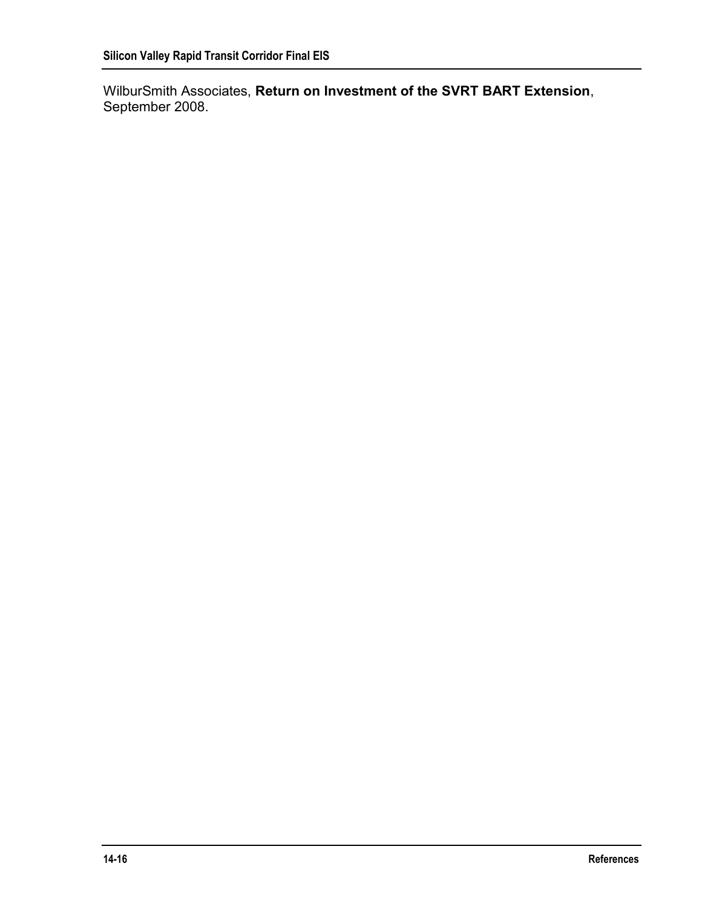WilburSmith Associates, **Return on Investment of the SVRT BART Extension**, September 2008.